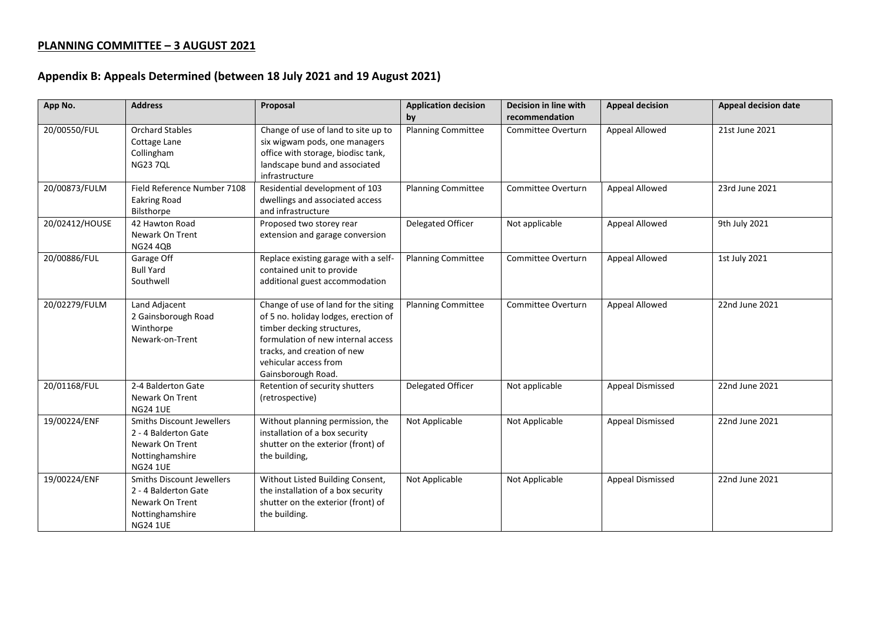## PLANNING COMMITTEE – 3 AUGUST 2021

## Appendix B: Appeals Determined (between 18 July 2021 and 19 August 2021)

| App No. | Address | Proposal | Application decision by | Decision in line with recommendation | Appeal decision | Appeal decision date |
|---|---|---|---|---|---|---|
| 20/00550/FUL | Orchard Stables Cottage Lane Collingham NG23 7QL | Change of use of land to site up to six wigwam pods, one managers office with storage, biodisc tank, landscape bund and associated infrastructure | Planning Committee | Committee Overturn | Appeal Allowed | 21st June 2021 |
| 20/00873/FULM | Field Reference Number 7108 Eakring Road Bilsthorpe | Residential development of 103 dwellings and associated access and infrastructure | Planning Committee | Committee Overturn | Appeal Allowed | 23rd June 2021 |
| 20/02412/HOUSE | 42 Hawton Road Newark On Trent NG24 4QB | Proposed two storey rear extension and garage conversion | Delegated Officer | Not applicable | Appeal Allowed | 9th July 2021 |
| 20/00886/FUL | Garage Off Bull Yard Southwell | Replace existing garage with a self-contained unit to provide additional guest accommodation | Planning Committee | Committee Overturn | Appeal Allowed | 1st July 2021 |
| 20/02279/FULM | Land Adjacent 2 Gainsborough Road Winthorpe Newark-on-Trent | Change of use of land for the siting of 5 no. holiday lodges, erection of timber decking structures, formulation of new internal access tracks, and creation of new vehicular access from Gainsborough Road. | Planning Committee | Committee Overturn | Appeal Allowed | 22nd June 2021 |
| 20/01168/FUL | 2-4 Balderton Gate Newark On Trent NG24 1UE | Retention of security shutters (retrospective) | Delegated Officer | Not applicable | Appeal Dismissed | 22nd June 2021 |
| 19/00224/ENF | Smiths Discount Jewellers 2 - 4 Balderton Gate Newark On Trent Nottinghamshire NG24 1UE | Without planning permission, the installation of a box security shutter on the exterior (front) of the building, | Not Applicable | Not Applicable | Appeal Dismissed | 22nd June 2021 |
| 19/00224/ENF | Smiths Discount Jewellers 2 - 4 Balderton Gate Newark On Trent Nottinghamshire NG24 1UE | Without Listed Building Consent, the installation of a box security shutter on the exterior (front) of the building. | Not Applicable | Not Applicable | Appeal Dismissed | 22nd June 2021 |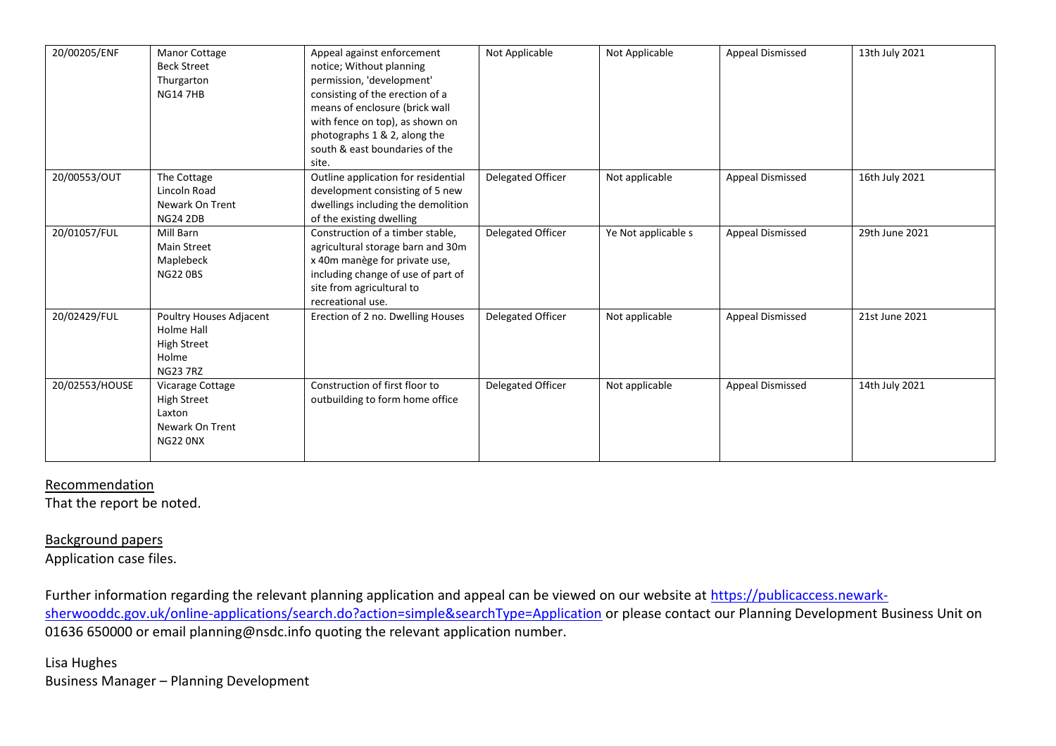| | | | | | | |
|---|---|---|---|---|---|---|
| 20/00205/ENF | Manor Cottage Beck Street Thurgarton NG14 7HB | Appeal against enforcement notice; Without planning permission, 'development' consisting of the erection of a means of enclosure (brick wall with fence on top), as shown on photographs 1 & 2, along the south & east boundaries of the site. | Not Applicable | Not Applicable | Appeal Dismissed | 13th July 2021 |
| 20/00553/OUT | The Cottage Lincoln Road Newark On Trent NG24 2DB | Outline application for residential development consisting of 5 new dwellings including the demolition of the existing dwelling | Delegated Officer | Not applicable | Appeal Dismissed | 16th July 2021 |
| 20/01057/FUL | Mill Barn Main Street Maplebeck NG22 0BS | Construction of a timber stable, agricultural storage barn and 30m x 40m manège for private use, including change of use of part of site from agricultural to recreational use. | Delegated Officer | Ye Not applicable s | Appeal Dismissed | 29th June 2021 |
| 20/02429/FUL | Poultry Houses Adjacent Holme Hall High Street Holme NG23 7RZ | Erection of 2 no. Dwelling Houses | Delegated Officer | Not applicable | Appeal Dismissed | 21st June 2021 |
| 20/02553/HOUSE | Vicarage Cottage High Street Laxton Newark On Trent NG22 0NX | Construction of first floor to outbuilding to form home office | Delegated Officer | Not applicable | Appeal Dismissed | 14th July 2021 |

Recommendation

That the report be noted.

Background papers

Application case files.

Further information regarding the relevant planning application and appeal can be viewed on our website at https://publicaccess.newark-sherwooddc.gov.uk/online-applications/search.do?action=simple&searchType=Application or please contact our Planning Development Business Unit on 01636 650000 or email planning@nsdc.info quoting the relevant application number.

Lisa Hughes
Business Manager – Planning Development